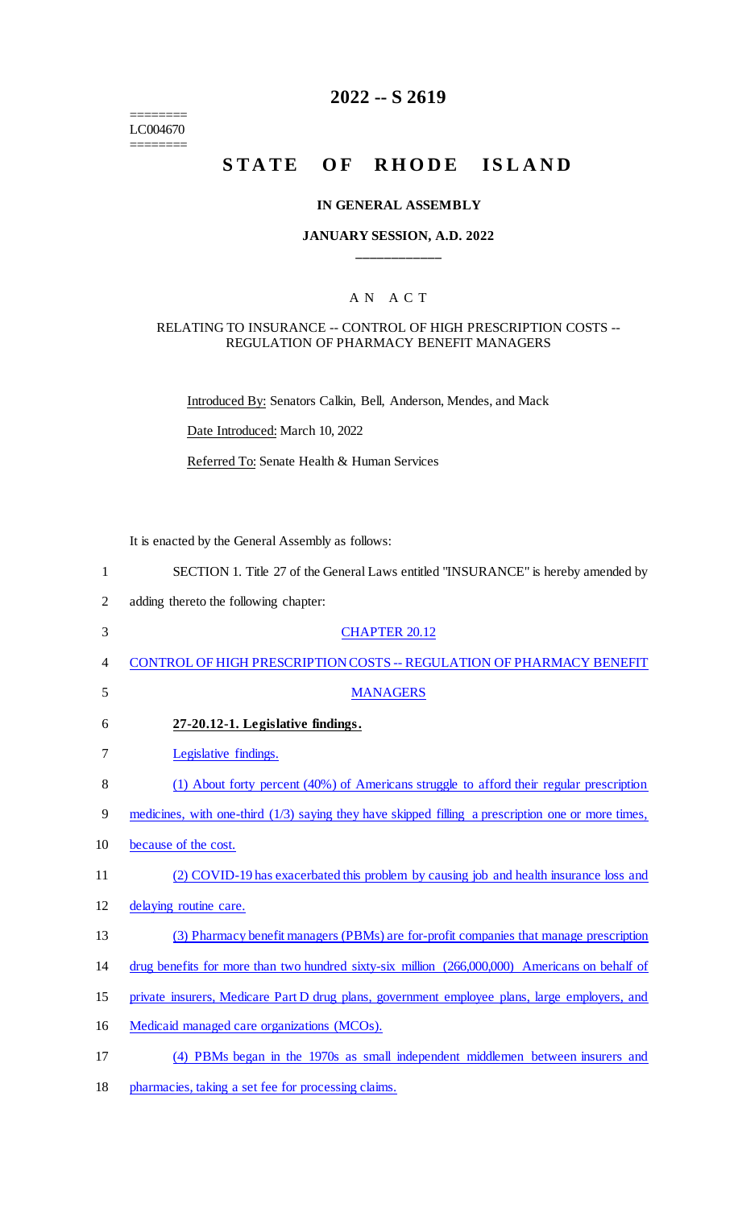========
LC004670
========

# 2022 -- S 2619

# STATE OF RHODE ISLAND

### IN GENERAL ASSEMBLY

### JANUARY SESSION, A.D. 2022

____________

A N A C T

RELATING TO INSURANCE -- CONTROL OF HIGH PRESCRIPTION COSTS -- REGULATION OF PHARMACY BENEFIT MANAGERS

Introduced By: Senators Calkin, Bell, Anderson, Mendes, and Mack

Date Introduced: March 10, 2022

Referred To: Senate Health & Human Services

It is enacted by the General Assembly as follows:

1 SECTION 1. Title 27 of the General Laws entitled "INSURANCE" is hereby amended by
2 adding thereto the following chapter:

3 CHAPTER 20.12

4 CONTROL OF HIGH PRESCRIPTION COSTS -- REGULATION OF PHARMACY BENEFIT
5 MANAGERS

6 **27-20.12-1. Legislative findings.**

7 Legislative findings.

8 (1) About forty percent (40%) of Americans struggle to afford their regular prescription
9 medicines, with one-third (1/3) saying they have skipped filling a prescription one or more times,
10 because of the cost.

11 (2) COVID-19 has exacerbated this problem by causing job and health insurance loss and
12 delaying routine care.

13 (3) Pharmacy benefit managers (PBMs) are for-profit companies that manage prescription
14 drug benefits for more than two hundred sixty-six million (266,000,000) Americans on behalf of
15 private insurers, Medicare Part D drug plans, government employee plans, large employers, and
16 Medicaid managed care organizations (MCOs).

17 (4) PBMs began in the 1970s as small independent middlemen between insurers and
18 pharmacies, taking a set fee for processing claims.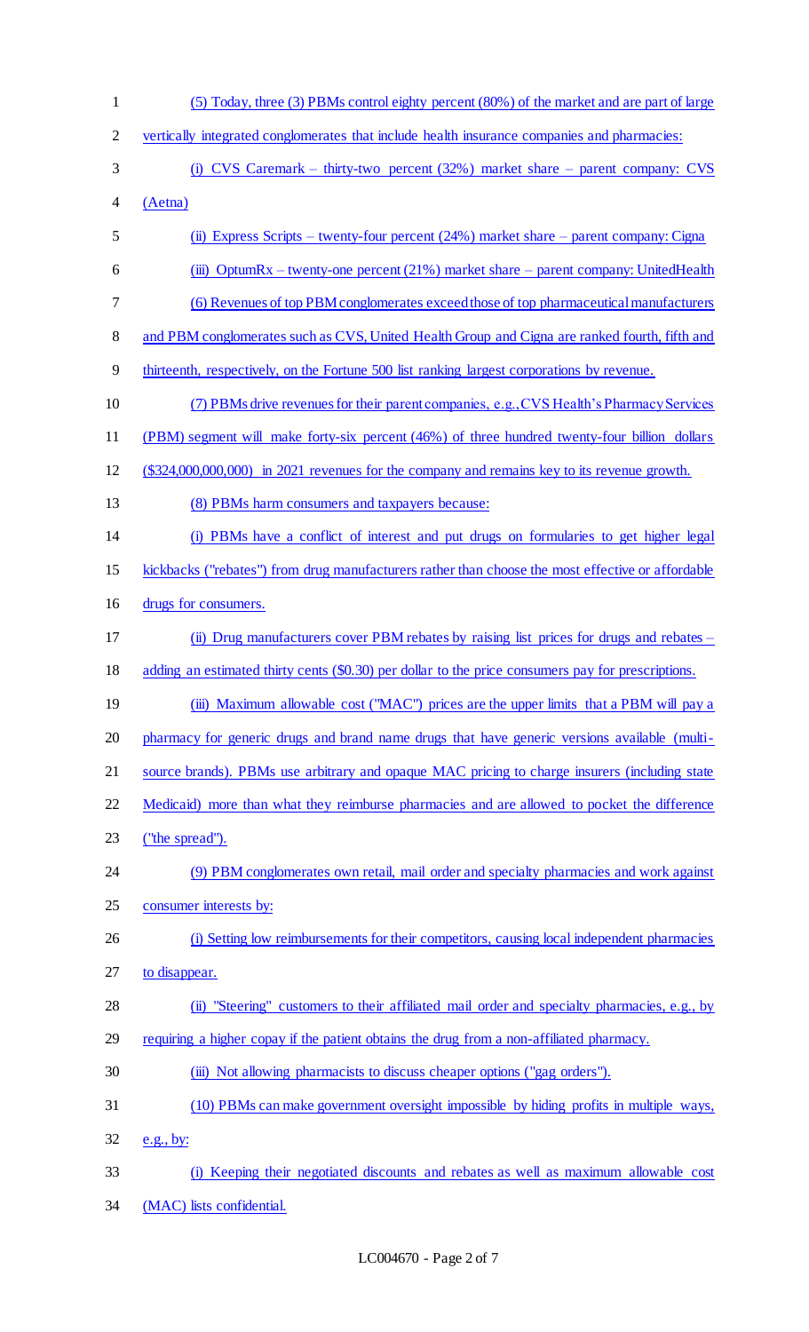(5) Today, three (3) PBMs control eighty percent (80%) of the market and are part of large vertically integrated conglomerates that include health insurance companies and pharmacies:

(i) CVS Caremark – thirty-two percent (32%) market share – parent company: CVS (Aetna)

(ii) Express Scripts – twenty-four percent (24%) market share – parent company: Cigna

(iii) OptumRx – twenty-one percent (21%) market share – parent company: UnitedHealth

(6) Revenues of top PBM conglomerates exceed those of top pharmaceutical manufacturers and PBM conglomerates such as CVS, United Health Group and Cigna are ranked fourth, fifth and thirteenth, respectively, on the Fortune 500 list ranking largest corporations by revenue.

(7) PBMs drive revenues for their parent companies, e.g., CVS Health's Pharmacy Services (PBM) segment will make forty-six percent (46%) of three hundred twenty-four billion dollars ($324,000,000,000) in 2021 revenues for the company and remains key to its revenue growth.

(8) PBMs harm consumers and taxpayers because:

(i) PBMs have a conflict of interest and put drugs on formularies to get higher legal kickbacks ("rebates") from drug manufacturers rather than choose the most effective or affordable drugs for consumers.

(ii) Drug manufacturers cover PBM rebates by raising list prices for drugs and rebates – adding an estimated thirty cents ($0.30) per dollar to the price consumers pay for prescriptions.

(iii) Maximum allowable cost ("MAC") prices are the upper limits that a PBM will pay a pharmacy for generic drugs and brand name drugs that have generic versions available (multi-source brands). PBMs use arbitrary and opaque MAC pricing to charge insurers (including state Medicaid) more than what they reimburse pharmacies and are allowed to pocket the difference ("the spread").

(9) PBM conglomerates own retail, mail order and specialty pharmacies and work against consumer interests by:

(i) Setting low reimbursements for their competitors, causing local independent pharmacies to disappear.

(ii) "Steering" customers to their affiliated mail order and specialty pharmacies, e.g., by requiring a higher copay if the patient obtains the drug from a non-affiliated pharmacy.

(iii) Not allowing pharmacists to discuss cheaper options ("gag orders").

(10) PBMs can make government oversight impossible by hiding profits in multiple ways, e.g., by:

(i) Keeping their negotiated discounts and rebates as well as maximum allowable cost (MAC) lists confidential.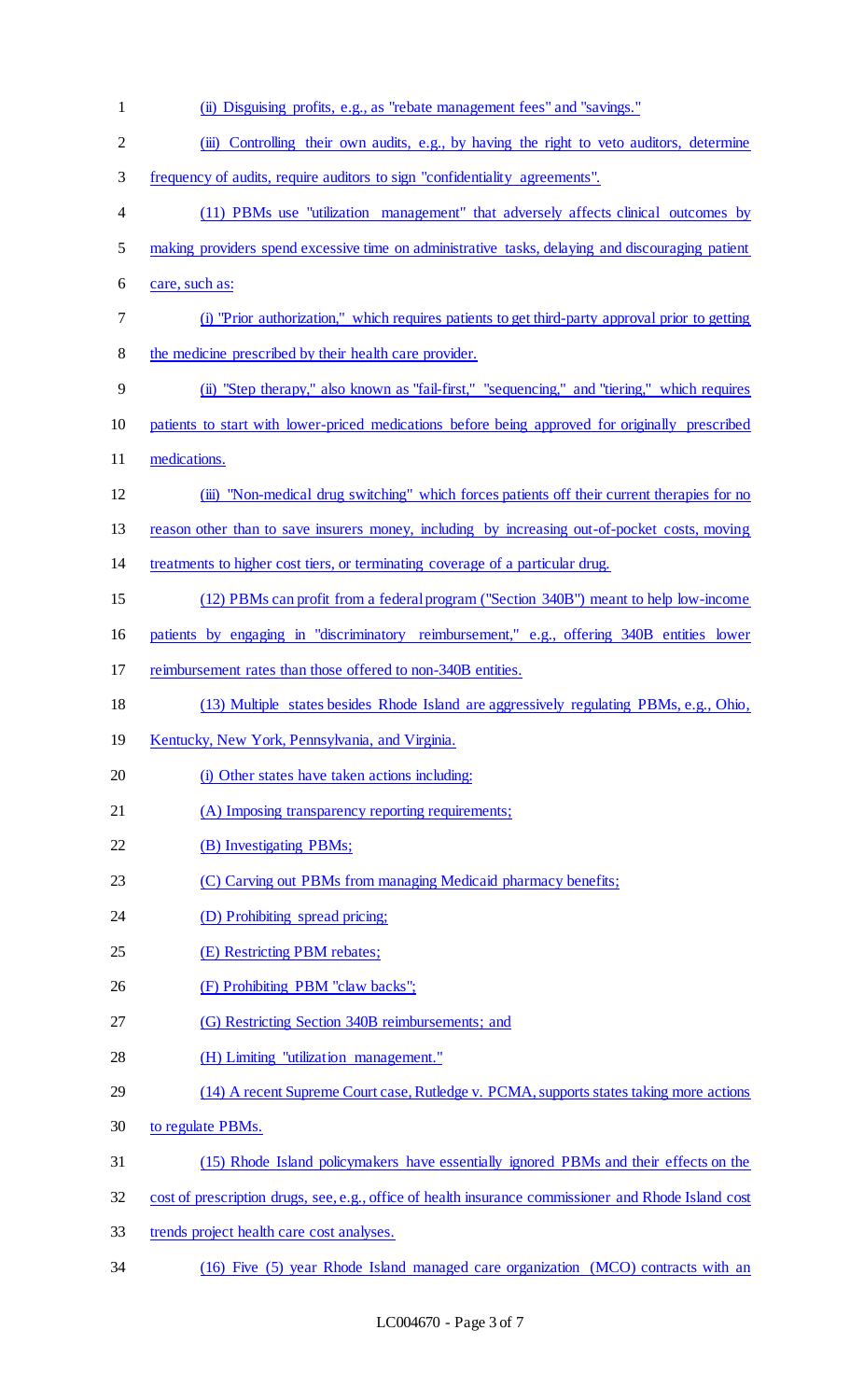(ii) Disguising profits, e.g., as "rebate management fees" and "savings."

(iii) Controlling their own audits, e.g., by having the right to veto auditors, determine frequency of audits, require auditors to sign "confidentiality agreements".

(11) PBMs use "utilization management" that adversely affects clinical outcomes by making providers spend excessive time on administrative tasks, delaying and discouraging patient care, such as:

(i) "Prior authorization," which requires patients to get third-party approval prior to getting the medicine prescribed by their health care provider.

(ii) "Step therapy," also known as "fail-first," "sequencing," and "tiering," which requires patients to start with lower-priced medications before being approved for originally prescribed medications.

(iii) "Non-medical drug switching" which forces patients off their current therapies for no reason other than to save insurers money, including by increasing out-of-pocket costs, moving treatments to higher cost tiers, or terminating coverage of a particular drug.

(12) PBMs can profit from a federal program ("Section 340B") meant to help low-income patients by engaging in "discriminatory reimbursement," e.g., offering 340B entities lower reimbursement rates than those offered to non-340B entities.

(13) Multiple states besides Rhode Island are aggressively regulating PBMs, e.g., Ohio, Kentucky, New York, Pennsylvania, and Virginia.

(i) Other states have taken actions including:

(A) Imposing transparency reporting requirements;

(B) Investigating PBMs;

(C) Carving out PBMs from managing Medicaid pharmacy benefits;

(D) Prohibiting spread pricing;

(E) Restricting PBM rebates;

(F) Prohibiting PBM "claw backs";

(G) Restricting Section 340B reimbursements; and

(H) Limiting "utilization management."

(14) A recent Supreme Court case, Rutledge v. PCMA, supports states taking more actions to regulate PBMs.

(15) Rhode Island policymakers have essentially ignored PBMs and their effects on the cost of prescription drugs, see, e.g., office of health insurance commissioner and Rhode Island cost trends project health care cost analyses.

(16) Five (5) year Rhode Island managed care organization (MCO) contracts with an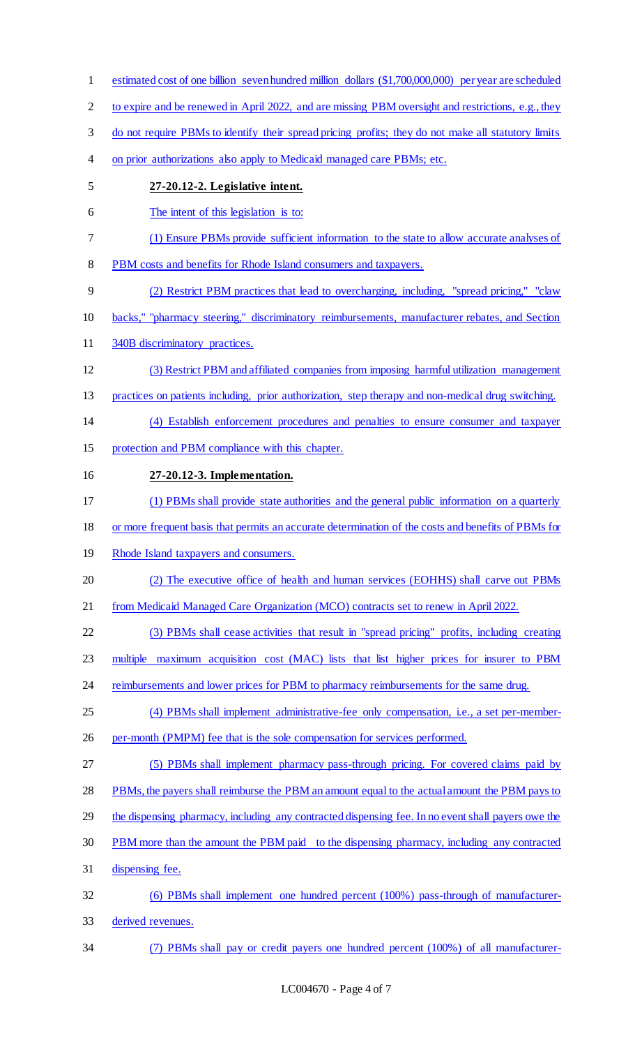estimated cost of one billion seven hundred million dollars ($1,700,000,000) per year are scheduled to expire and be renewed in April 2022, and are missing PBM oversight and restrictions, e.g., they do not require PBMs to identify their spread pricing profits; they do not make all statutory limits on prior authorizations also apply to Medicaid managed care PBMs; etc.

**27-20.12-2. Legislative intent.**

The intent of this legislation is to:

(1) Ensure PBMs provide sufficient information to the state to allow accurate analyses of PBM costs and benefits for Rhode Island consumers and taxpayers.

(2) Restrict PBM practices that lead to overcharging, including, "spread pricing," "claw backs," "pharmacy steering," discriminatory reimbursements, manufacturer rebates, and Section 340B discriminatory practices.

(3) Restrict PBM and affiliated companies from imposing harmful utilization management practices on patients including, prior authorization, step therapy and non-medical drug switching.

(4) Establish enforcement procedures and penalties to ensure consumer and taxpayer protection and PBM compliance with this chapter.

**27-20.12-3. Implementation.**

(1) PBMs shall provide state authorities and the general public information on a quarterly or more frequent basis that permits an accurate determination of the costs and benefits of PBMs for Rhode Island taxpayers and consumers.

(2) The executive office of health and human services (EOHHS) shall carve out PBMs from Medicaid Managed Care Organization (MCO) contracts set to renew in April 2022.

(3) PBMs shall cease activities that result in "spread pricing" profits, including creating multiple maximum acquisition cost (MAC) lists that list higher prices for insurer to PBM reimbursements and lower prices for PBM to pharmacy reimbursements for the same drug.

(4) PBMs shall implement administrative-fee only compensation, i.e., a set per-member-per-month (PMPM) fee that is the sole compensation for services performed.

(5) PBMs shall implement pharmacy pass-through pricing. For covered claims paid by PBMs, the payers shall reimburse the PBM an amount equal to the actual amount the PBM pays to the dispensing pharmacy, including any contracted dispensing fee. In no event shall payers owe the PBM more than the amount the PBM paid to the dispensing pharmacy, including any contracted dispensing fee.

(6) PBMs shall implement one hundred percent (100%) pass-through of manufacturer-derived revenues.

(7) PBMs shall pay or credit payers one hundred percent (100%) of all manufacturer-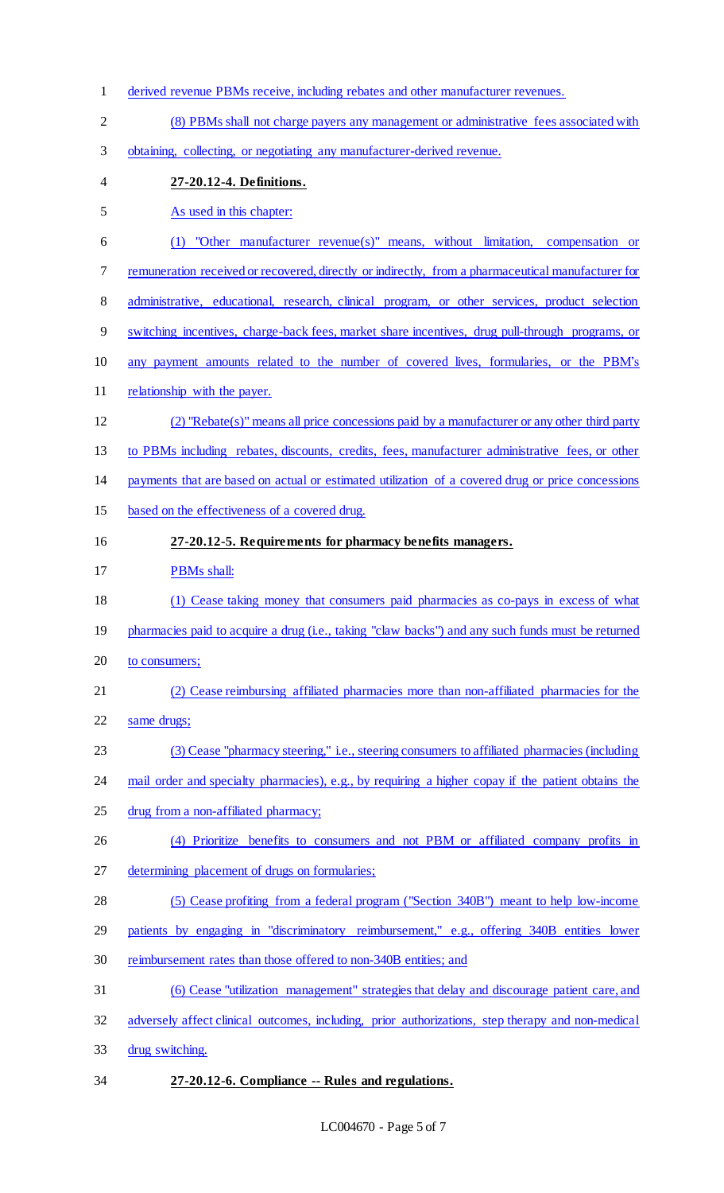derived revenue PBMs receive, including rebates and other manufacturer revenues.

(8) PBMs shall not charge payers any management or administrative fees associated with obtaining, collecting, or negotiating any manufacturer-derived revenue.

**27-20.12-4. Definitions.**

As used in this chapter:

(1) "Other manufacturer revenue(s)" means, without limitation, compensation or remuneration received or recovered, directly or indirectly, from a pharmaceutical manufacturer for administrative, educational, research, clinical program, or other services, product selection switching incentives, charge-back fees, market share incentives, drug pull-through programs, or any payment amounts related to the number of covered lives, formularies, or the PBM's relationship with the payer.

(2) "Rebate(s)" means all price concessions paid by a manufacturer or any other third party to PBMs including rebates, discounts, credits, fees, manufacturer administrative fees, or other payments that are based on actual or estimated utilization of a covered drug or price concessions based on the effectiveness of a covered drug.

**27-20.12-5. Requirements for pharmacy benefits managers.**

PBMs shall:

(1) Cease taking money that consumers paid pharmacies as co-pays in excess of what pharmacies paid to acquire a drug (i.e., taking "claw backs") and any such funds must be returned to consumers;

(2) Cease reimbursing affiliated pharmacies more than non-affiliated pharmacies for the same drugs;

(3) Cease "pharmacy steering," i.e., steering consumers to affiliated pharmacies (including mail order and specialty pharmacies), e.g., by requiring a higher copay if the patient obtains the drug from a non-affiliated pharmacy;

(4) Prioritize benefits to consumers and not PBM or affiliated company profits in determining placement of drugs on formularies;

(5) Cease profiting from a federal program ("Section 340B") meant to help low-income patients by engaging in "discriminatory reimbursement," e.g., offering 340B entities lower reimbursement rates than those offered to non-340B entities; and

(6) Cease "utilization management" strategies that delay and discourage patient care, and adversely affect clinical outcomes, including, prior authorizations, step therapy and non-medical drug switching.

**27-20.12-6. Compliance -- Rules and regulations.**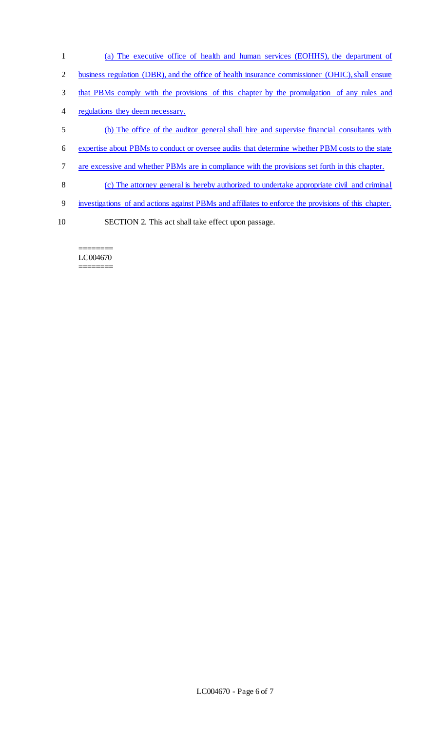(a) The executive office of health and human services (EOHHS), the department of business regulation (DBR), and the office of health insurance commissioner (OHIC), shall ensure that PBMs comply with the provisions of this chapter by the promulgation of any rules and regulations they deem necessary.

(b) The office of the auditor general shall hire and supervise financial consultants with expertise about PBMs to conduct or oversee audits that determine whether PBM costs to the state are excessive and whether PBMs are in compliance with the provisions set forth in this chapter.

(c) The attorney general is hereby authorized to undertake appropriate civil and criminal investigations of and actions against PBMs and affiliates to enforce the provisions of this chapter.

SECTION 2. This act shall take effect upon passage.

========
LC004670
========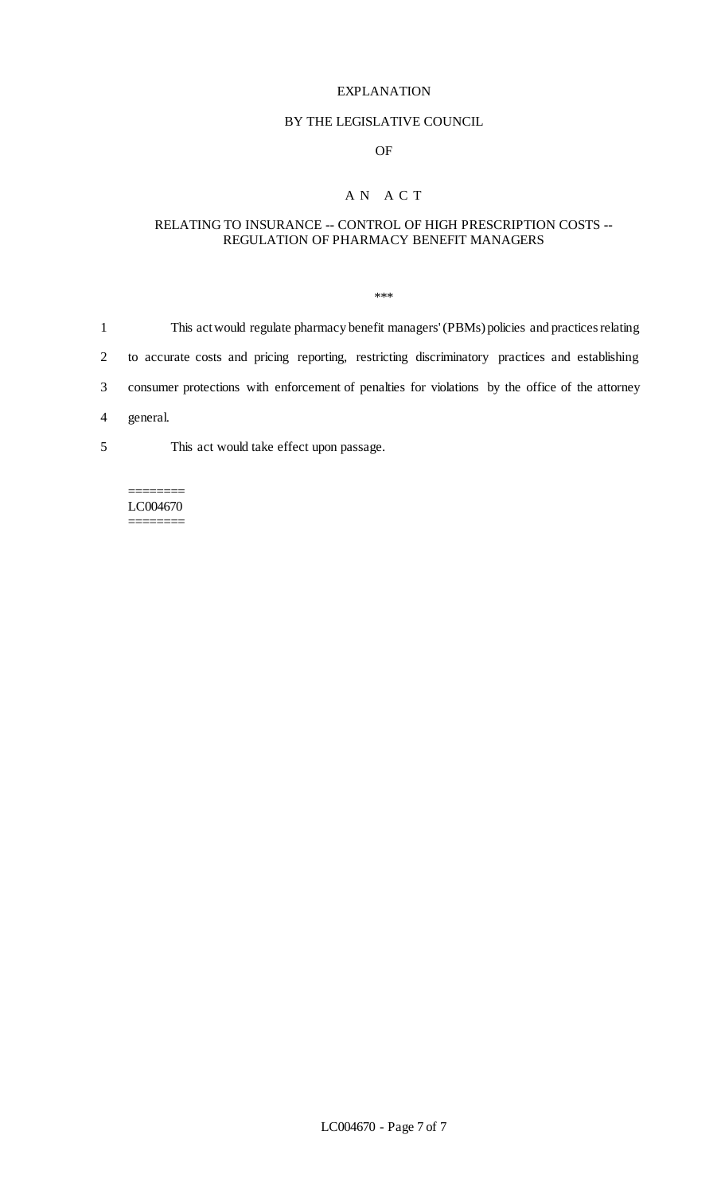EXPLANATION

BY THE LEGISLATIVE COUNCIL

OF

# A N   A C T

RELATING TO INSURANCE -- CONTROL OF HIGH PRESCRIPTION COSTS -- REGULATION OF PHARMACY BENEFIT MANAGERS

\*\*\*

This act would regulate pharmacy benefit managers' (PBMs) policies and practices relating to accurate costs and pricing reporting, restricting discriminatory practices and establishing consumer protections with enforcement of penalties for violations by the office of the attorney general.

This act would take effect upon passage.

========
LC004670
========